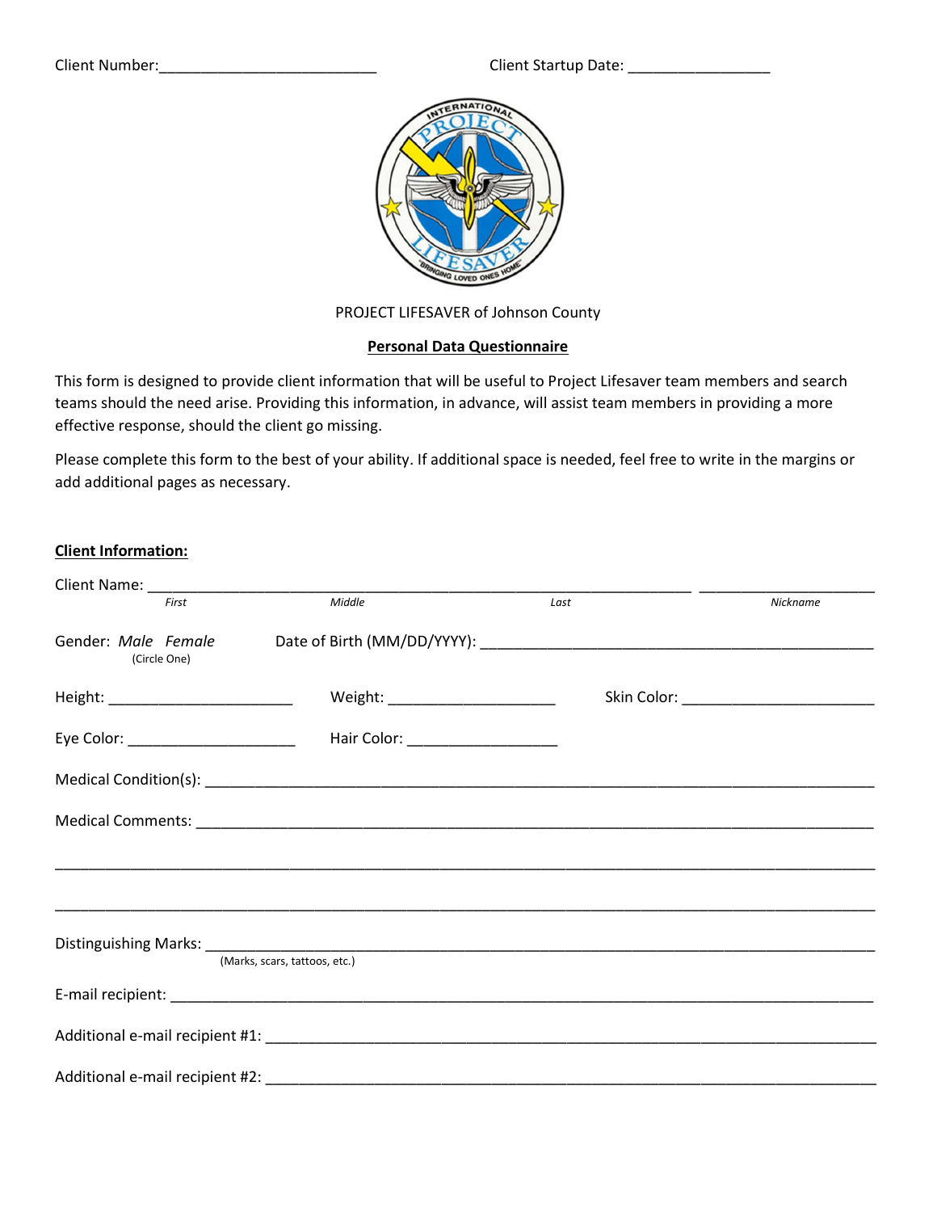Client Number:_________________________ Client Startup Date: ________________

PROJECT LIFESAVER of Johnson County

**Personal Data Questionnaire**

This form is designed to provide client information that will be useful to Project Lifesaver team members and search teams should the need arise. Providing this information, in advance, will assist team members in providing a more effective response, should the client go missing.

Please complete this form to the best of your ability. If additional space is needed, feel free to write in the margins or add additional pages as necessary.

**Client Information:**

Client Name: ______________________________________________________________ ____________________

*First* *Middle* *Last* *Nickname*

Gender: *Male Female* (Circle One) Date of Birth (MM/DD/YYYY): ____________________________________________

Height: _____________________ Weight: ___________________ Skin Color: ______________________

Eye Color: ___________________ Hair Color: _________________

Medical Condition(s): ____________________________________________________________________________

Medical Comments: ______________________________________________________________________________

_______________________________________________________________________________________________

_______________________________________________________________________________________________

Distinguishing Marks: ____________________________________________________________________________
(Marks, scars, tattoos, etc.)

E-mail recipient: ________________________________________________________________________________

Additional e-mail recipient #1: ____________________________________________________________________

Additional e-mail recipient #2: ____________________________________________________________________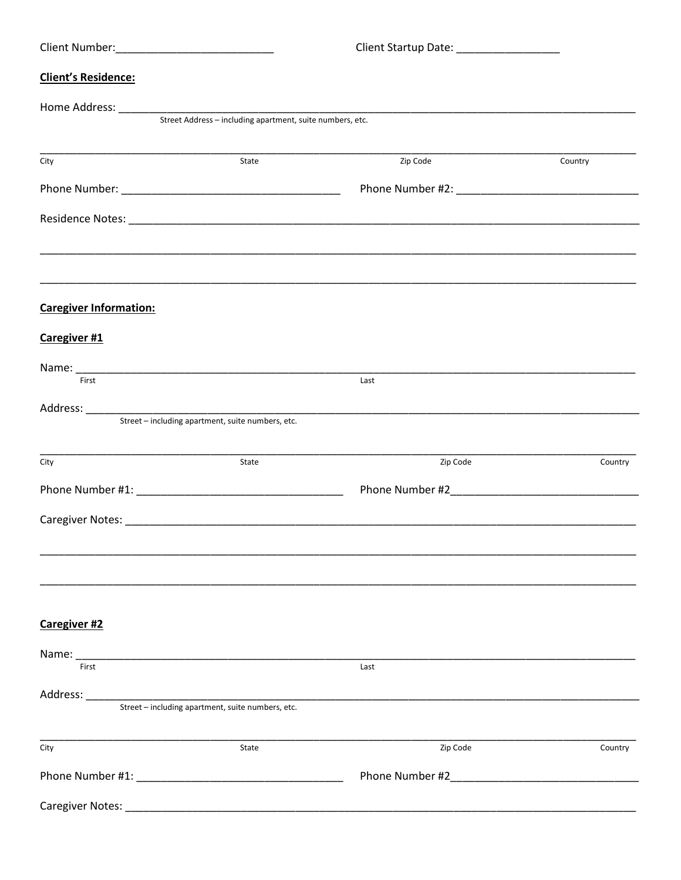Client Number:_________________________ Client Startup Date: ________________

**Client's Residence:**

Home Address: ______________________________________________________________________________
Street Address – including apartment, suite numbers, etc.

______________________________________________________________________________
City State Zip Code Country

Phone Number: ___________________________________ Phone Number #2: ____________________________

Residence Notes: ______________________________________________________________________________

______________________________________________________________________________

______________________________________________________________________________

**Caregiver Information:**

**Caregiver #1**

Name: ______________________________________________________________________________
First Last

Address: ______________________________________________________________________________
Street – including apartment, suite numbers, etc.

______________________________________________________________________________
City State Zip Code Country

Phone Number #1: _________________________________ Phone Number #2______________________________

Caregiver Notes: ______________________________________________________________________________

______________________________________________________________________________

______________________________________________________________________________

**Caregiver #2**

Name: ______________________________________________________________________________
First Last

Address: ______________________________________________________________________________
Street – including apartment, suite numbers, etc.

______________________________________________________________________________
City State Zip Code Country

Phone Number #1: _________________________________ Phone Number #2______________________________

Caregiver Notes: ______________________________________________________________________________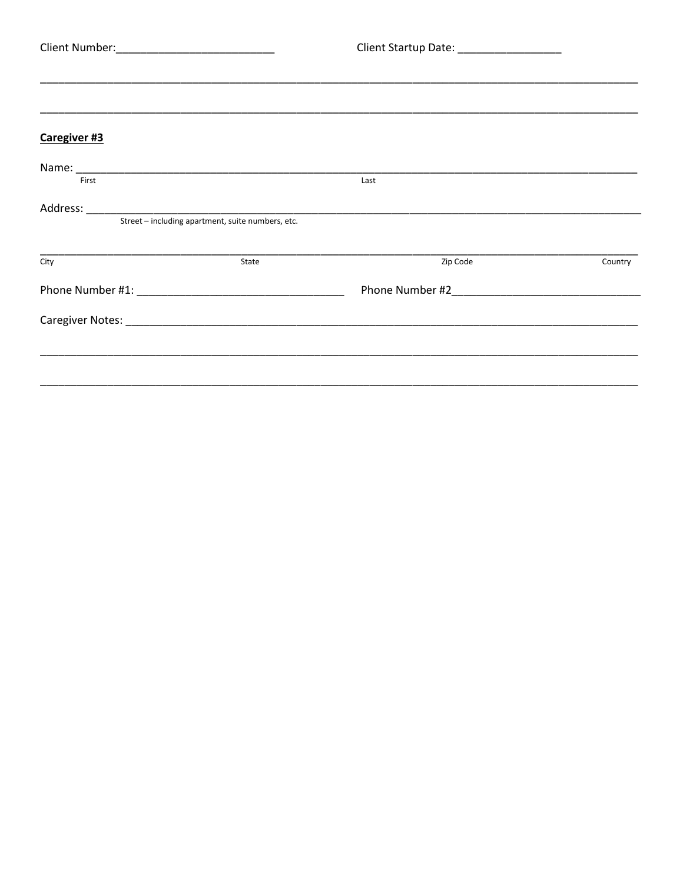Client Number:__________________________ Client Startup Date: _________________

_______________________________________________________________________________________________

_______________________________________________________________________________________________

**Caregiver #3**

Name: _________________________________________________________________________________________
First Last

Address: _______________________________________________________________________________________
Street – including apartment, suite numbers, etc.

_______________________________________________________________________________________________
City State Zip Code Country

Phone Number #1: __________________________________ Phone Number #2_______________________________

Caregiver Notes: ________________________________________________________________________________

_______________________________________________________________________________________________

_______________________________________________________________________________________________